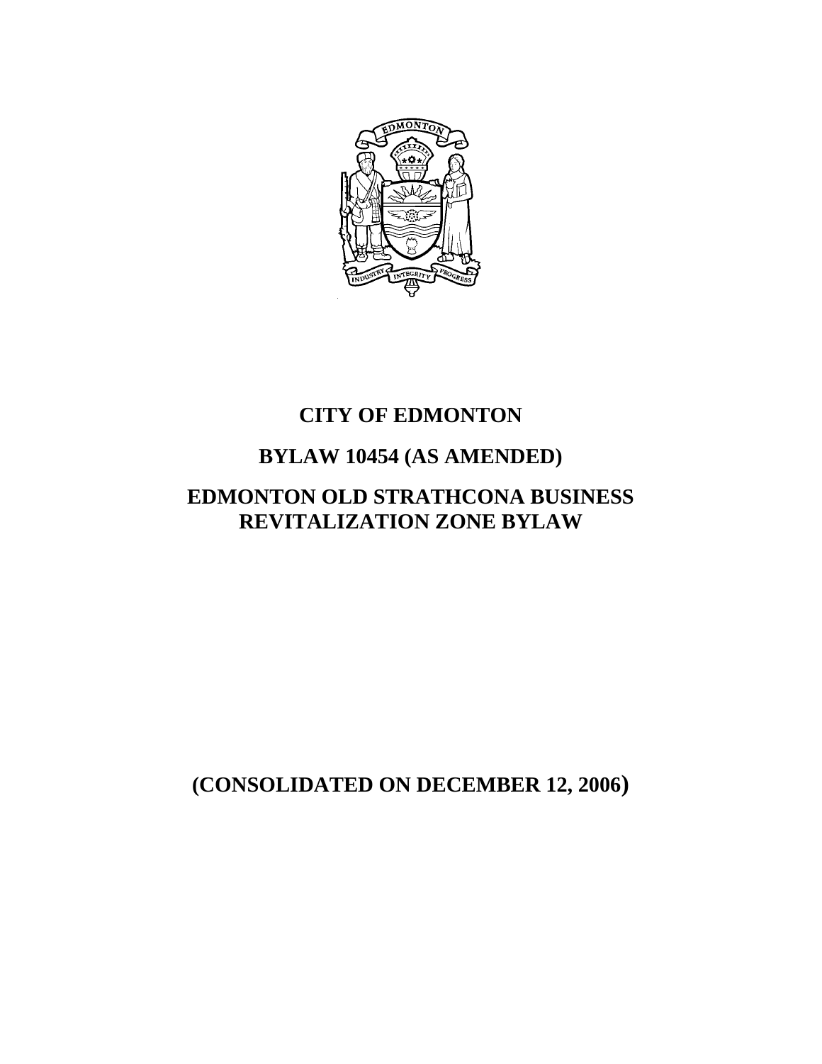# CITY OF EDMONTON

## BYLAW 10454 (AS AMENDED)

## EDMONTON OLD STRATHCONA BUSINESS REVITALIZATION ZONE BYLAW

**(CONSOLIDATED ON DECEMBER 12, 2006)**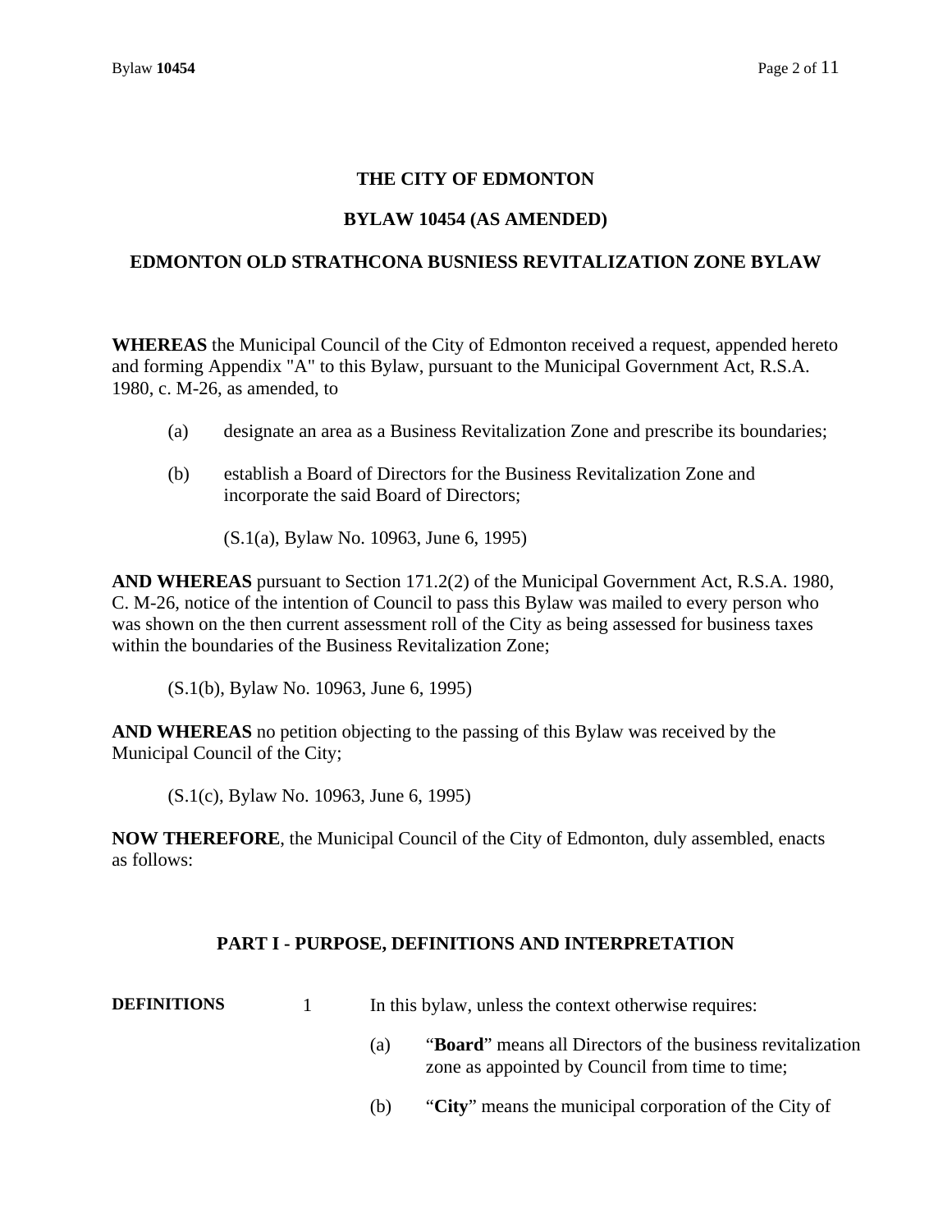# THE CITY OF EDMONTON

## BYLAW 10454 (AS AMENDED)

## EDMONTON OLD STRATHCONA BUSNIESS REVITALIZATION ZONE BYLAW

**WHEREAS** the Municipal Council of the City of Edmonton received a request, appended hereto and forming Appendix "A" to this Bylaw, pursuant to the Municipal Government Act, R.S.A. 1980, c. M-26, as amended, to

(a) designate an area as a Business Revitalization Zone and prescribe its boundaries;

(b) establish a Board of Directors for the Business Revitalization Zone and incorporate the said Board of Directors;

(S.1(a), Bylaw No. 10963, June 6, 1995)

**AND WHEREAS** pursuant to Section 171.2(2) of the Municipal Government Act, R.S.A. 1980, C. M-26, notice of the intention of Council to pass this Bylaw was mailed to every person who was shown on the then current assessment roll of the City as being assessed for business taxes within the boundaries of the Business Revitalization Zone;

(S.1(b), Bylaw No. 10963, June 6, 1995)

**AND WHEREAS** no petition objecting to the passing of this Bylaw was received by the Municipal Council of the City;

(S.1(c), Bylaw No. 10963, June 6, 1995)

**NOW THEREFORE**, the Municipal Council of the City of Edmonton, duly assembled, enacts as follows:

## PART I - PURPOSE, DEFINITIONS AND INTERPRETATION

**DEFINITIONS**

1 In this bylaw, unless the context otherwise requires:

(a) "**Board**" means all Directors of the business revitalization zone as appointed by Council from time to time;

(b) "**City**" means the municipal corporation of the City of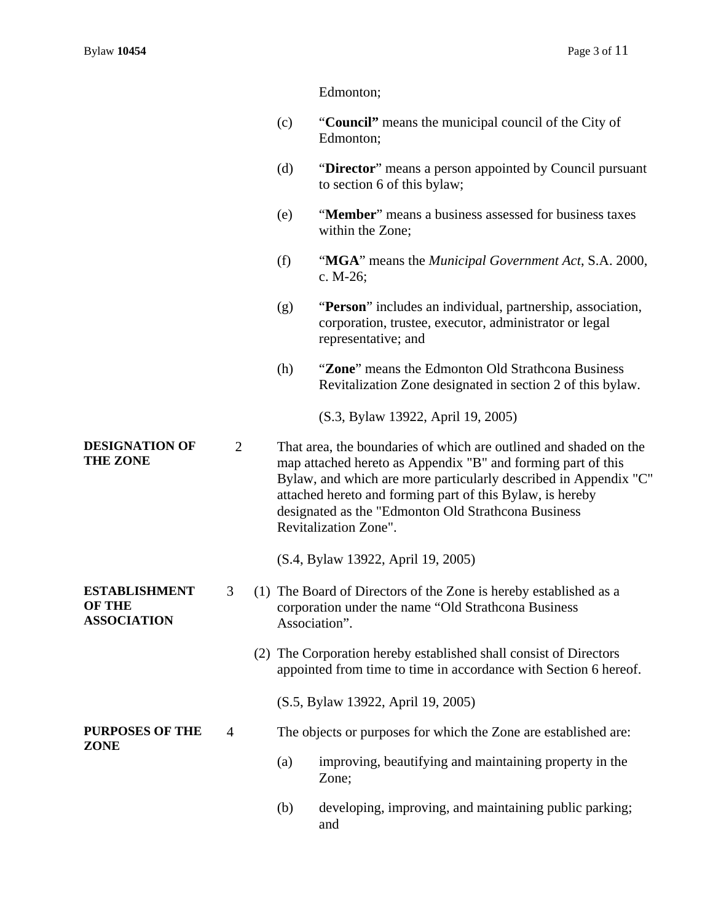Edmonton;

(c) “**Council”** means the municipal council of the City of Edmonton;

(d) “**Director**” means a person appointed by Council pursuant to section 6 of this bylaw;

(e) “**Member**” means a business assessed for business taxes within the Zone;

(f) “**MGA**” means the *Municipal Government Act*, S.A. 2000, c. M-26;

(g) “**Person**” includes an individual, partnership, association, corporation, trustee, executor, administrator or legal representative; and

(h) “**Zone**” means the Edmonton Old Strathcona Business Revitalization Zone designated in section 2 of this bylaw.

(S.3, Bylaw 13922, April 19, 2005)

**DESIGNATION OF THE ZONE**

2 That area, the boundaries of which are outlined and shaded on the map attached hereto as Appendix "B" and forming part of this Bylaw, and which are more particularly described in Appendix "C" attached hereto and forming part of this Bylaw, is hereby designated as the "Edmonton Old Strathcona Business Revitalization Zone".

(S.4, Bylaw 13922, April 19, 2005)

**ESTABLISHMENT OF THE ASSOCIATION**

3 (1) The Board of Directors of the Zone is hereby established as a corporation under the name “Old Strathcona Business Association”.

(2) The Corporation hereby established shall consist of Directors appointed from time to time in accordance with Section 6 hereof.

(S.5, Bylaw 13922, April 19, 2005)

**PURPOSES OF THE ZONE**

4 The objects or purposes for which the Zone are established are:

(a) improving, beautifying and maintaining property in the Zone;

(b) developing, improving, and maintaining public parking; and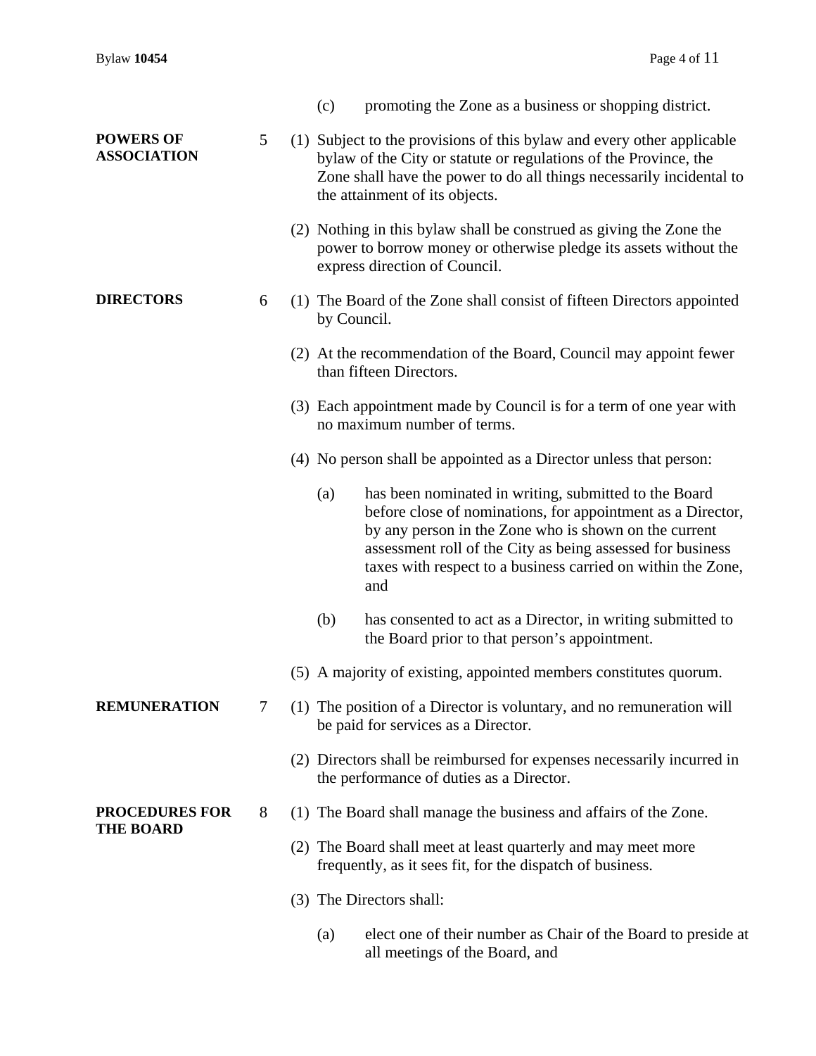(c) promoting the Zone as a business or shopping district.

**POWERS OF ASSOCIATION**

5 (1) Subject to the provisions of this bylaw and every other applicable bylaw of the City or statute or regulations of the Province, the Zone shall have the power to do all things necessarily incidental to the attainment of its objects.

(2) Nothing in this bylaw shall be construed as giving the Zone the power to borrow money or otherwise pledge its assets without the express direction of Council.

**DIRECTORS**

6 (1) The Board of the Zone shall consist of fifteen Directors appointed by Council.

(2) At the recommendation of the Board, Council may appoint fewer than fifteen Directors.

(3) Each appointment made by Council is for a term of one year with no maximum number of terms.

(4) No person shall be appointed as a Director unless that person:

(a) has been nominated in writing, submitted to the Board before close of nominations, for appointment as a Director, by any person in the Zone who is shown on the current assessment roll of the City as being assessed for business taxes with respect to a business carried on within the Zone, and

(b) has consented to act as a Director, in writing submitted to the Board prior to that person's appointment.

(5) A majority of existing, appointed members constitutes quorum.

**REMUNERATION**

7 (1) The position of a Director is voluntary, and no remuneration will be paid for services as a Director.

(2) Directors shall be reimbursed for expenses necessarily incurred in the performance of duties as a Director.

**PROCEDURES FOR THE BOARD**

8 (1) The Board shall manage the business and affairs of the Zone.

(2) The Board shall meet at least quarterly and may meet more frequently, as it sees fit, for the dispatch of business.

(3) The Directors shall:

(a) elect one of their number as Chair of the Board to preside at all meetings of the Board, and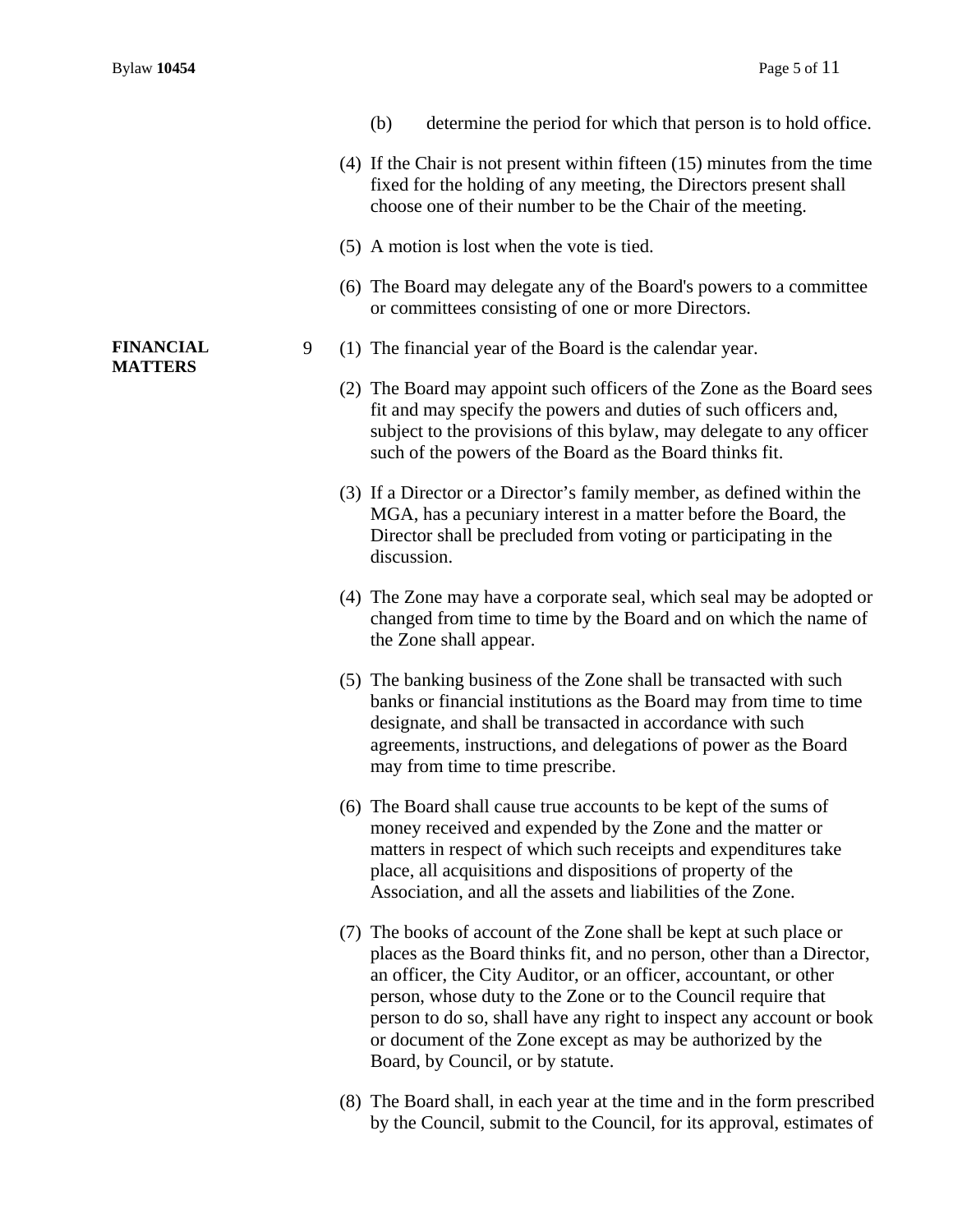(b) determine the period for which that person is to hold office.

(4) If the Chair is not present within fifteen (15) minutes from the time fixed for the holding of any meeting, the Directors present shall choose one of their number to be the Chair of the meeting.

(5) A motion is lost when the vote is tied.

(6) The Board may delegate any of the Board's powers to a committee or committees consisting of one or more Directors.

**FINANCIAL MATTERS**

9 (1) The financial year of the Board is the calendar year.

(2) The Board may appoint such officers of the Zone as the Board sees fit and may specify the powers and duties of such officers and, subject to the provisions of this bylaw, may delegate to any officer such of the powers of the Board as the Board thinks fit.

(3) If a Director or a Director's family member, as defined within the MGA, has a pecuniary interest in a matter before the Board, the Director shall be precluded from voting or participating in the discussion.

(4) The Zone may have a corporate seal, which seal may be adopted or changed from time to time by the Board and on which the name of the Zone shall appear.

(5) The banking business of the Zone shall be transacted with such banks or financial institutions as the Board may from time to time designate, and shall be transacted in accordance with such agreements, instructions, and delegations of power as the Board may from time to time prescribe.

(6) The Board shall cause true accounts to be kept of the sums of money received and expended by the Zone and the matter or matters in respect of which such receipts and expenditures take place, all acquisitions and dispositions of property of the Association, and all the assets and liabilities of the Zone.

(7) The books of account of the Zone shall be kept at such place or places as the Board thinks fit, and no person, other than a Director, an officer, the City Auditor, or an officer, accountant, or other person, whose duty to the Zone or to the Council require that person to do so, shall have any right to inspect any account or book or document of the Zone except as may be authorized by the Board, by Council, or by statute.

(8) The Board shall, in each year at the time and in the form prescribed by the Council, submit to the Council, for its approval, estimates of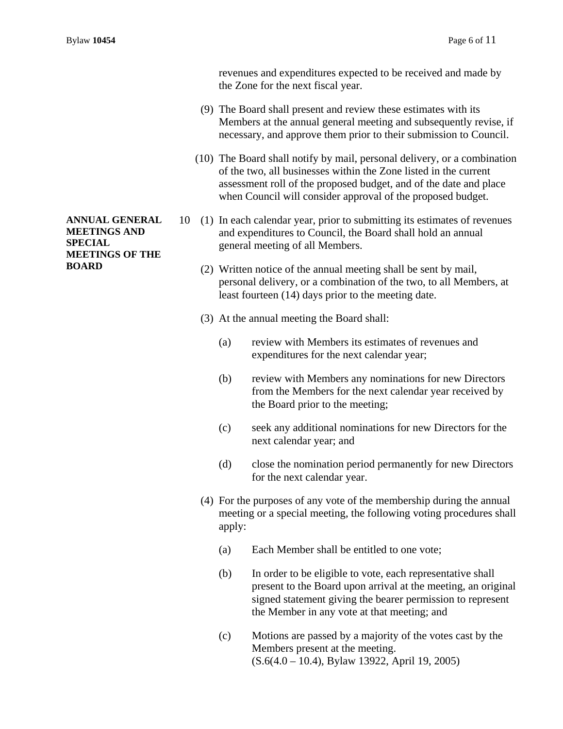revenues and expenditures expected to be received and made by the Zone for the next fiscal year.

(9) The Board shall present and review these estimates with its Members at the annual general meeting and subsequently revise, if necessary, and approve them prior to their submission to Council.

(10) The Board shall notify by mail, personal delivery, or a combination of the two, all businesses within the Zone listed in the current assessment roll of the proposed budget, and of the date and place when Council will consider approval of the proposed budget.

**ANNUAL GENERAL MEETINGS AND SPECIAL MEETINGS OF THE BOARD**

10 (1) In each calendar year, prior to submitting its estimates of revenues and expenditures to Council, the Board shall hold an annual general meeting of all Members.

(2) Written notice of the annual meeting shall be sent by mail, personal delivery, or a combination of the two, to all Members, at least fourteen (14) days prior to the meeting date.

(3) At the annual meeting the Board shall:

(a) review with Members its estimates of revenues and expenditures for the next calendar year;

(b) review with Members any nominations for new Directors from the Members for the next calendar year received by the Board prior to the meeting;

(c) seek any additional nominations for new Directors for the next calendar year; and

(d) close the nomination period permanently for new Directors for the next calendar year.

(4) For the purposes of any vote of the membership during the annual meeting or a special meeting, the following voting procedures shall apply:

(a) Each Member shall be entitled to one vote;

(b) In order to be eligible to vote, each representative shall present to the Board upon arrival at the meeting, an original signed statement giving the bearer permission to represent the Member in any vote at that meeting; and

(c) Motions are passed by a majority of the votes cast by the Members present at the meeting.
(S.6(4.0 – 10.4), Bylaw 13922, April 19, 2005)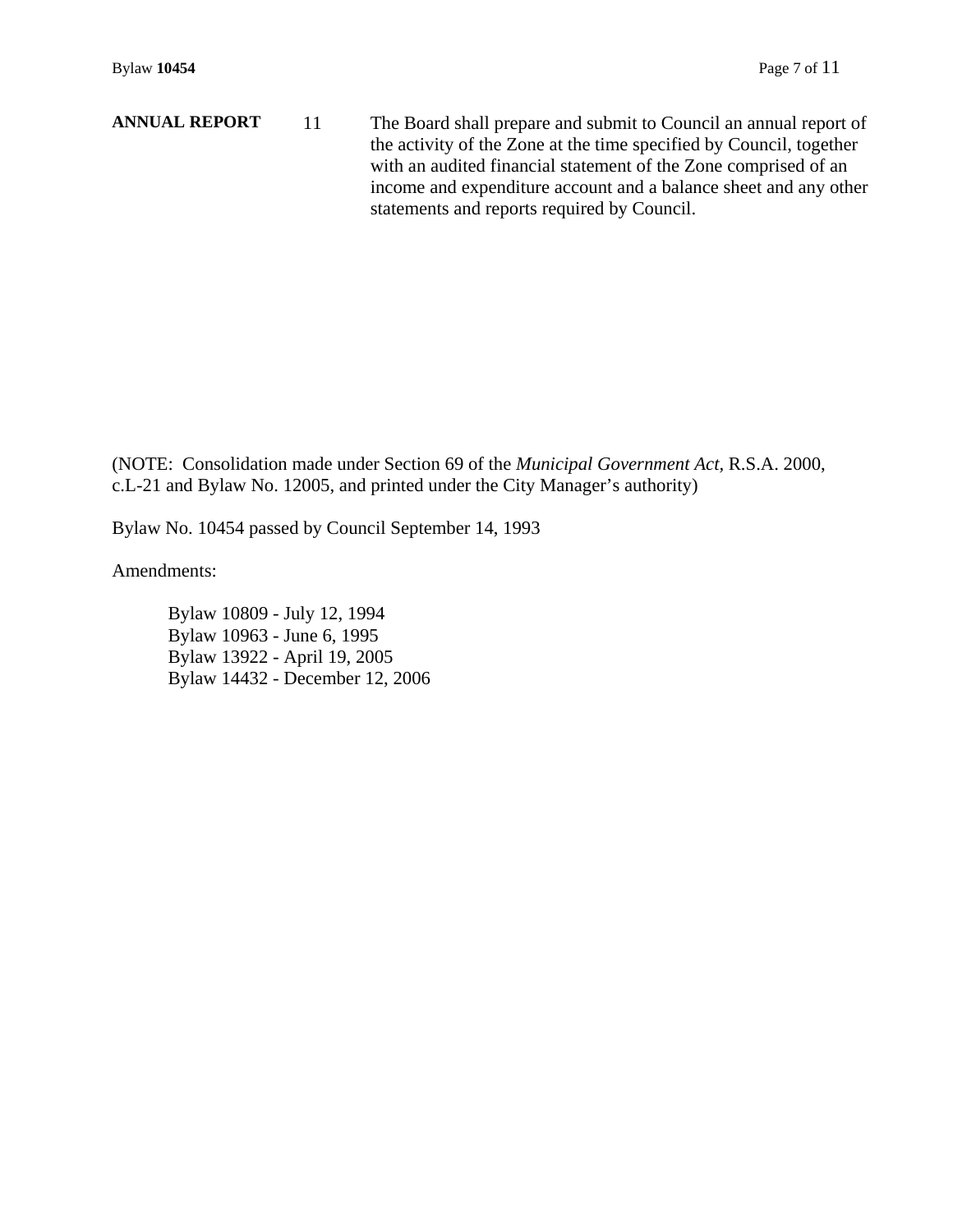**ANNUAL REPORT** 11 The Board shall prepare and submit to Council an annual report of the activity of the Zone at the time specified by Council, together with an audited financial statement of the Zone comprised of an income and expenditure account and a balance sheet and any other statements and reports required by Council.

(NOTE: Consolidation made under Section 69 of the *Municipal Government Act*, R.S.A. 2000, c.L-21 and Bylaw No. 12005, and printed under the City Manager's authority)

Bylaw No. 10454 passed by Council September 14, 1993

Amendments:

Bylaw 10809 - July 12, 1994
Bylaw 10963 - June 6, 1995
Bylaw 13922 - April 19, 2005
Bylaw 14432 - December 12, 2006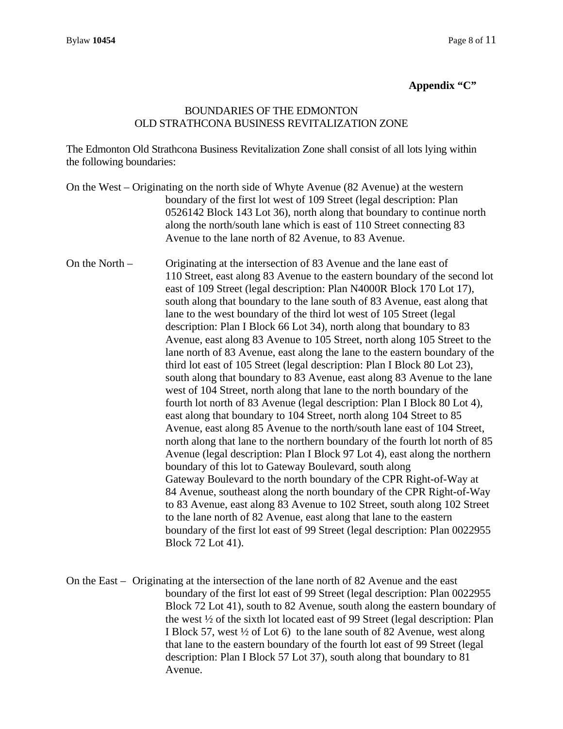**Appendix "C"**

BOUNDARIES OF THE EDMONTON
OLD STRATHCONA BUSINESS REVITALIZATION ZONE

The Edmonton Old Strathcona Business Revitalization Zone shall consist of all lots lying within the following boundaries:

On the West – Originating on the north side of Whyte Avenue (82 Avenue) at the western boundary of the first lot west of 109 Street (legal description: Plan 0526142 Block 143 Lot 36), north along that boundary to continue north along the north/south lane which is east of 110 Street connecting 83 Avenue to the lane north of 82 Avenue, to 83 Avenue.

On the North – Originating at the intersection of 83 Avenue and the lane east of 110 Street, east along 83 Avenue to the eastern boundary of the second lot east of 109 Street (legal description: Plan N4000R Block 170 Lot 17), south along that boundary to the lane south of 83 Avenue, east along that lane to the west boundary of the third lot west of 105 Street (legal description: Plan I Block 66 Lot 34), north along that boundary to 83 Avenue, east along 83 Avenue to 105 Street, north along 105 Street to the lane north of 83 Avenue, east along the lane to the eastern boundary of the third lot east of 105 Street (legal description: Plan I Block 80 Lot 23), south along that boundary to 83 Avenue, east along 83 Avenue to the lane west of 104 Street, north along that lane to the north boundary of the fourth lot north of 83 Avenue (legal description: Plan I Block 80 Lot 4), east along that boundary to 104 Street, north along 104 Street to 85 Avenue, east along 85 Avenue to the north/south lane east of 104 Street, north along that lane to the northern boundary of the fourth lot north of 85 Avenue (legal description: Plan I Block 97 Lot 4), east along the northern boundary of this lot to Gateway Boulevard, south along Gateway Boulevard to the north boundary of the CPR Right-of-Way at 84 Avenue, southeast along the north boundary of the CPR Right-of-Way to 83 Avenue, east along 83 Avenue to 102 Street, south along 102 Street to the lane north of 82 Avenue, east along that lane to the eastern boundary of the first lot east of 99 Street (legal description: Plan 0022955 Block 72 Lot 41).

On the East – Originating at the intersection of the lane north of 82 Avenue and the east boundary of the first lot east of 99 Street (legal description: Plan 0022955 Block 72 Lot 41), south to 82 Avenue, south along the eastern boundary of the west ½ of the sixth lot located east of 99 Street (legal description: Plan I Block 57, west ½ of Lot 6) to the lane south of 82 Avenue, west along that lane to the eastern boundary of the fourth lot east of 99 Street (legal description: Plan I Block 57 Lot 37), south along that boundary to 81 Avenue.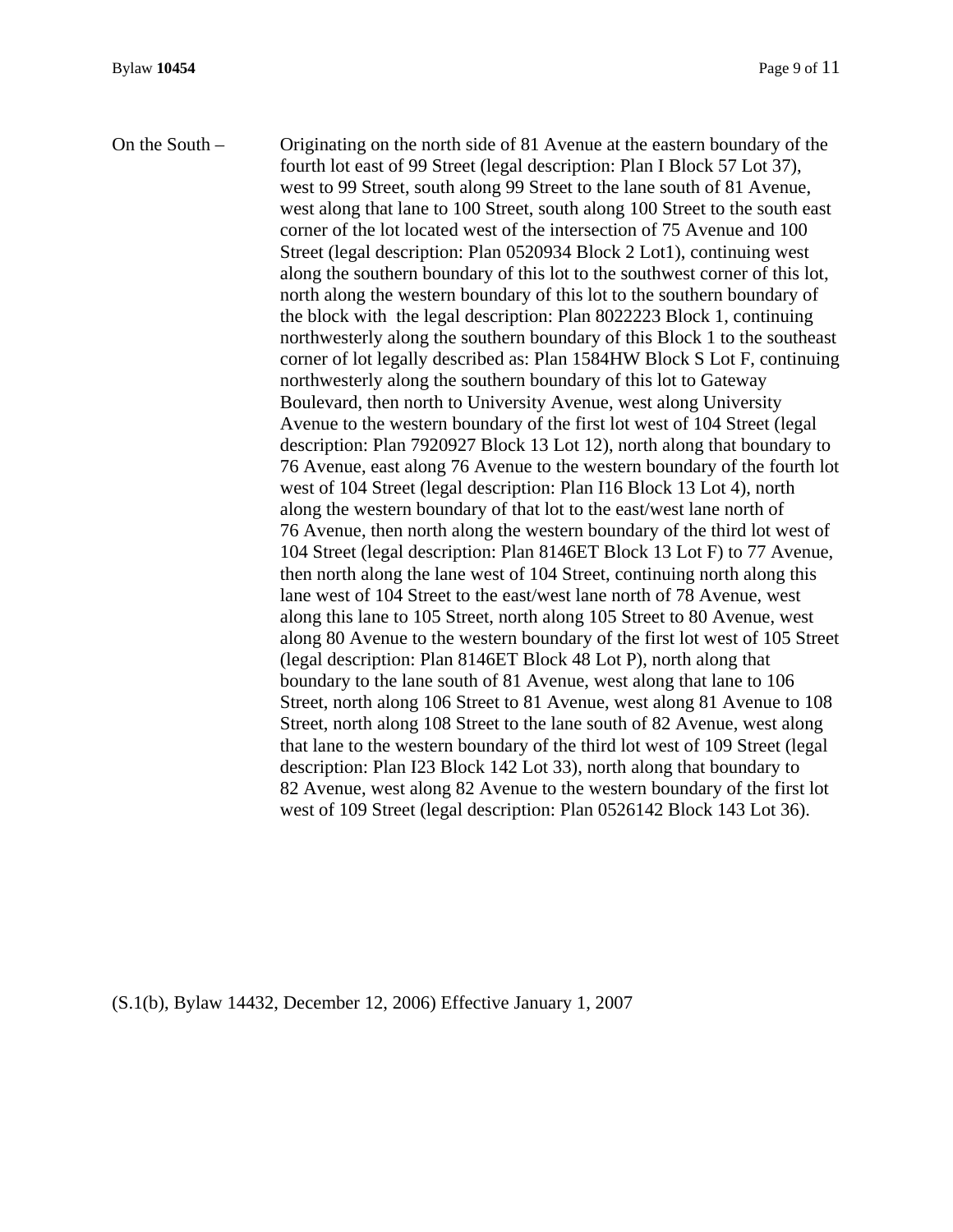On the South – Originating on the north side of 81 Avenue at the eastern boundary of the fourth lot east of 99 Street (legal description: Plan I Block 57 Lot 37), west to 99 Street, south along 99 Street to the lane south of 81 Avenue, west along that lane to 100 Street, south along 100 Street to the south east corner of the lot located west of the intersection of 75 Avenue and 100 Street (legal description: Plan 0520934 Block 2 Lot1), continuing west along the southern boundary of this lot to the southwest corner of this lot, north along the western boundary of this lot to the southern boundary of the block with the legal description: Plan 8022223 Block 1, continuing northwesterly along the southern boundary of this Block 1 to the southeast corner of lot legally described as: Plan 1584HW Block S Lot F, continuing northwesterly along the southern boundary of this lot to Gateway Boulevard, then north to University Avenue, west along University Avenue to the western boundary of the first lot west of 104 Street (legal description: Plan 7920927 Block 13 Lot 12), north along that boundary to 76 Avenue, east along 76 Avenue to the western boundary of the fourth lot west of 104 Street (legal description: Plan I16 Block 13 Lot 4), north along the western boundary of that lot to the east/west lane north of 76 Avenue, then north along the western boundary of the third lot west of 104 Street (legal description: Plan 8146ET Block 13 Lot F) to 77 Avenue, then north along the lane west of 104 Street, continuing north along this lane west of 104 Street to the east/west lane north of 78 Avenue, west along this lane to 105 Street, north along 105 Street to 80 Avenue, west along 80 Avenue to the western boundary of the first lot west of 105 Street (legal description: Plan 8146ET Block 48 Lot P), north along that boundary to the lane south of 81 Avenue, west along that lane to 106 Street, north along 106 Street to 81 Avenue, west along 81 Avenue to 108 Street, north along 108 Street to the lane south of 82 Avenue, west along that lane to the western boundary of the third lot west of 109 Street (legal description: Plan I23 Block 142 Lot 33), north along that boundary to 82 Avenue, west along 82 Avenue to the western boundary of the first lot west of 109 Street (legal description: Plan 0526142 Block 143 Lot 36).

(S.1(b), Bylaw 14432, December 12, 2006) Effective January 1, 2007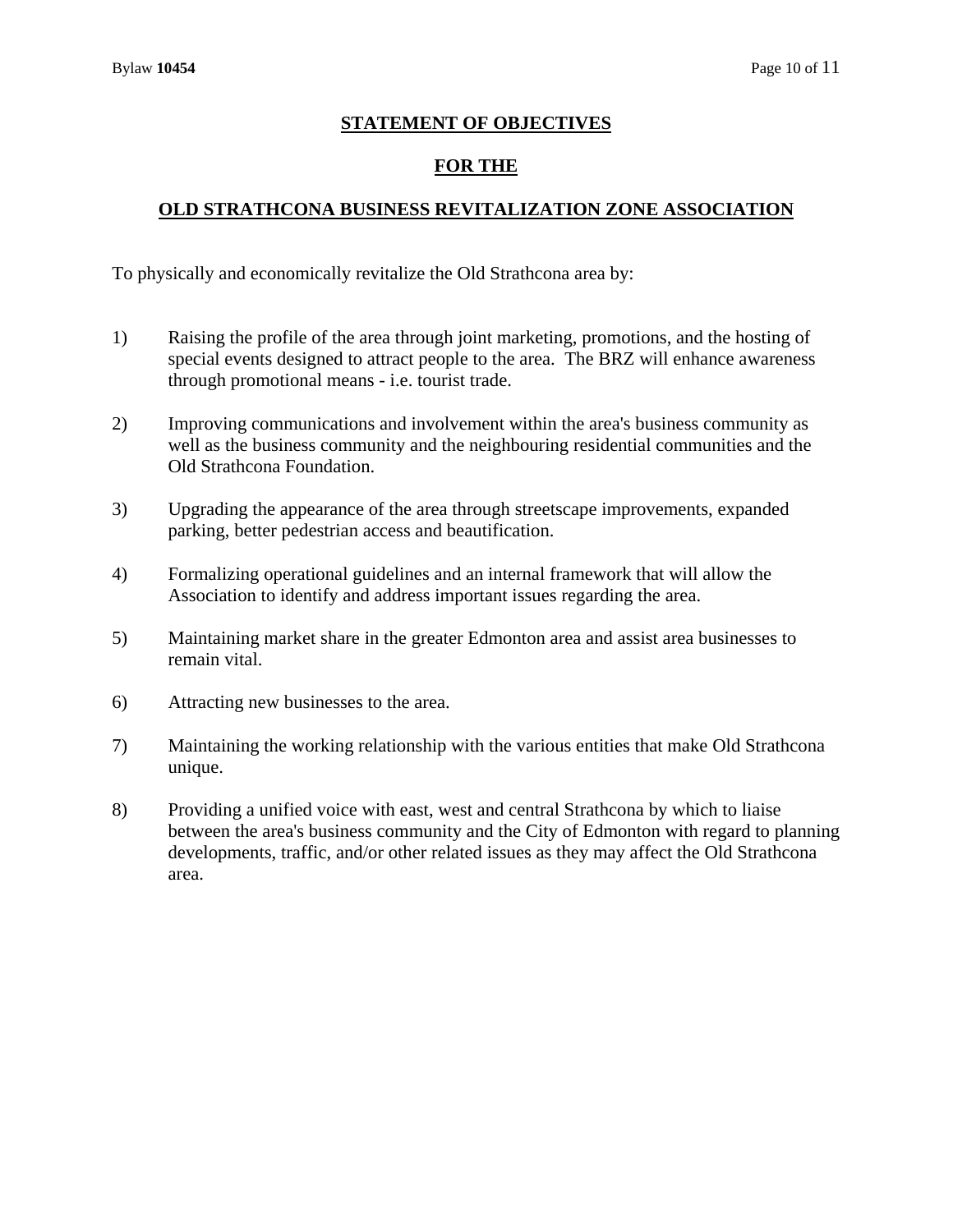# STATEMENT OF OBJECTIVES

# FOR THE

# OLD STRATHCONA BUSINESS REVITALIZATION ZONE ASSOCIATION

To physically and economically revitalize the Old Strathcona area by:

1) Raising the profile of the area through joint marketing, promotions, and the hosting of special events designed to attract people to the area. The BRZ will enhance awareness through promotional means - i.e. tourist trade.

2) Improving communications and involvement within the area's business community as well as the business community and the neighbouring residential communities and the Old Strathcona Foundation.

3) Upgrading the appearance of the area through streetscape improvements, expanded parking, better pedestrian access and beautification.

4) Formalizing operational guidelines and an internal framework that will allow the Association to identify and address important issues regarding the area.

5) Maintaining market share in the greater Edmonton area and assist area businesses to remain vital.

6) Attracting new businesses to the area.

7) Maintaining the working relationship with the various entities that make Old Strathcona unique.

8) Providing a unified voice with east, west and central Strathcona by which to liaise between the area's business community and the City of Edmonton with regard to planning developments, traffic, and/or other related issues as they may affect the Old Strathcona area.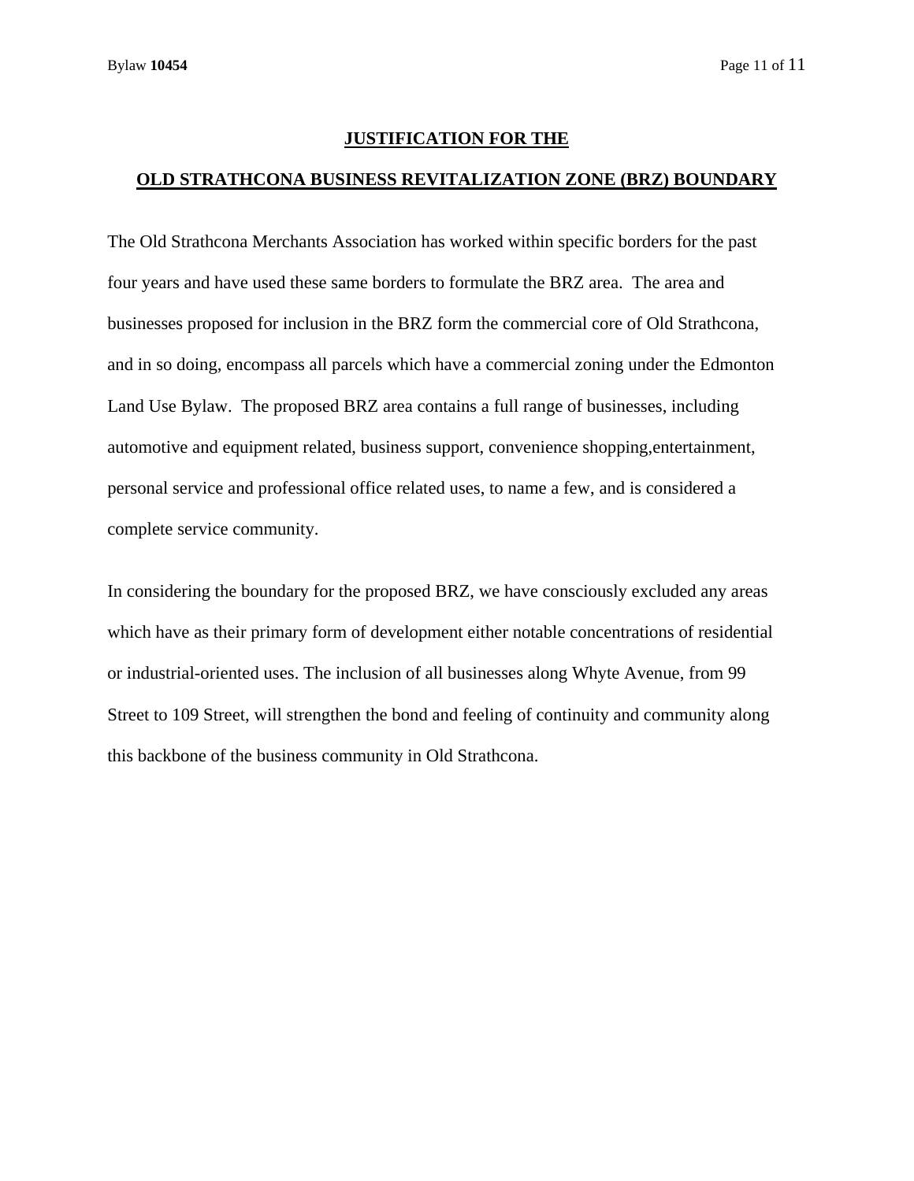## JUSTIFICATION FOR THE

## OLD STRATHCONA BUSINESS REVITALIZATION ZONE (BRZ) BOUNDARY

The Old Strathcona Merchants Association has worked within specific borders for the past four years and have used these same borders to formulate the BRZ area. The area and businesses proposed for inclusion in the BRZ form the commercial core of Old Strathcona, and in so doing, encompass all parcels which have a commercial zoning under the Edmonton Land Use Bylaw. The proposed BRZ area contains a full range of businesses, including automotive and equipment related, business support, convenience shopping,entertainment, personal service and professional office related uses, to name a few, and is considered a complete service community.

In considering the boundary for the proposed BRZ, we have consciously excluded any areas which have as their primary form of development either notable concentrations of residential or industrial-oriented uses. The inclusion of all businesses along Whyte Avenue, from 99 Street to 109 Street, will strengthen the bond and feeling of continuity and community along this backbone of the business community in Old Strathcona.